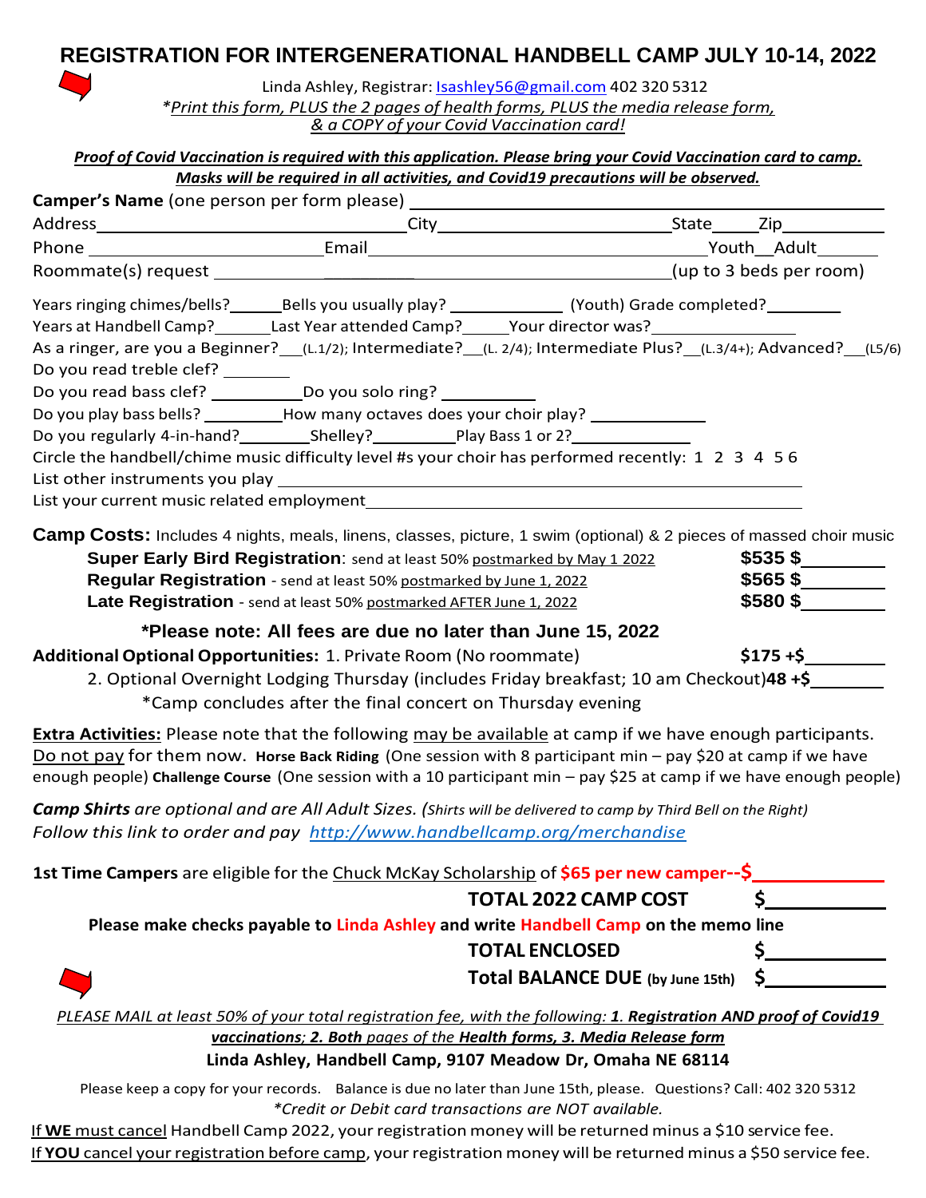# REGISTRATION FOR INTERGENERATIONAL HANDBELL CAMP JULY 10-14, 2022

Linda Ashley, Registrar: lsashley56@gmail.com 402 320 5312

*\*Print this form, PLUS the 2 pages of health forms, PLUS the media release form, & a COPY of your Covid Vaccination card!*

***Proof of Covid Vaccination is required with this application. Please bring your Covid Vaccination card to camp. Masks will be required in all activities, and Covid19 precautions will be observed.***

**Camper's Name** (one person per form please) ______________________________

Address ______________________ City ______________________ State _____ Zip ________

Phone ______________________ Email ______________________ Youth__Adult______

Roommate(s) request ______________________________ (up to 3 beds per room)

Years ringing chimes/bells?______ Bells you usually play? ____________ (Youth) Grade completed?________

Years at Handbell Camp?______ Last Year attended Camp?_____ Your director was?______________

As a ringer, are you a Beginner?__(L.1/2); Intermediate?__(L. 2/4); Intermediate Plus?__(L.3/4+); Advanced?__(L5/6)

Do you read treble clef? ________

Do you read bass clef? __________ Do you solo ring? __________

Do you play bass bells? _________ How many octaves does your choir play? ____________

Do you regularly 4-in-hand?________ Shelley?_________ Play Bass 1 or 2?____________

Circle the handbell/chime music difficulty level #s your choir has performed recently: 1 2 3 4 5 6

List other instruments you play ______________________________

List your current music related employment ______________________________

**Camp Costs:** Includes 4 nights, meals, linens, classes, picture, 1 swim (optional) & 2 pieces of massed choir music

**Super Early Bird Registration**: send at least 50% postmarked by May 1 2022 **$535 $**________

**Regular Registration** - send at least 50% postmarked by June 1, 2022 **$565 $**________

**Late Registration** - send at least 50% postmarked AFTER June 1, 2022 **$580 $**________

**\*Please note: All fees are due no later than June 15, 2022**

**Additional Optional Opportunities:** 1. Private Room (No roommate) **$175 +$**________

2. Optional Overnight Lodging Thursday (includes Friday breakfast; 10 am Checkout) **48 +$**________

\*Camp concludes after the final concert on Thursday evening

**Extra Activities:** Please note that the following may be available at camp if we have enough participants. Do not pay for them now. **Horse Back Riding** (One session with 8 participant min – pay $20 at camp if we have enough people) **Challenge Course** (One session with a 10 participant min – pay $25 at camp if we have enough people)

***Camp Shirts*** *are optional and are All Adult Sizes. (Shirts will be delivered to camp by Third Bell on the Right)*
*Follow this link to order and pay http://www.handbellcamp.org/merchandise*

**1st Time Campers** are eligible for the Chuck McKay Scholarship of **$65 per new camper--$**__________

**TOTAL 2022 CAMP COST $**__________

**Please make checks payable to Linda Ashley and write Handbell Camp on the memo line**

**TOTAL ENCLOSED $**__________

**Total BALANCE DUE (by June 15th) $**__________

*PLEASE MAIL at least 50% of your total registration fee, with the following: **1. Registration AND proof of Covid19 vaccinations**; **2. Both** pages of the **Health forms, 3. Media Release form***

**Linda Ashley, Handbell Camp, 9107 Meadow Dr, Omaha NE 68114**

Please keep a copy for your records. Balance is due no later than June 15th, please. Questions? Call: 402 320 5312

*\*Credit or Debit card transactions are NOT available.*

If **WE** must cancel Handbell Camp 2022, your registration money will be returned minus a $10 service fee.

If **YOU** cancel your registration before camp, your registration money will be returned minus a $50 service fee.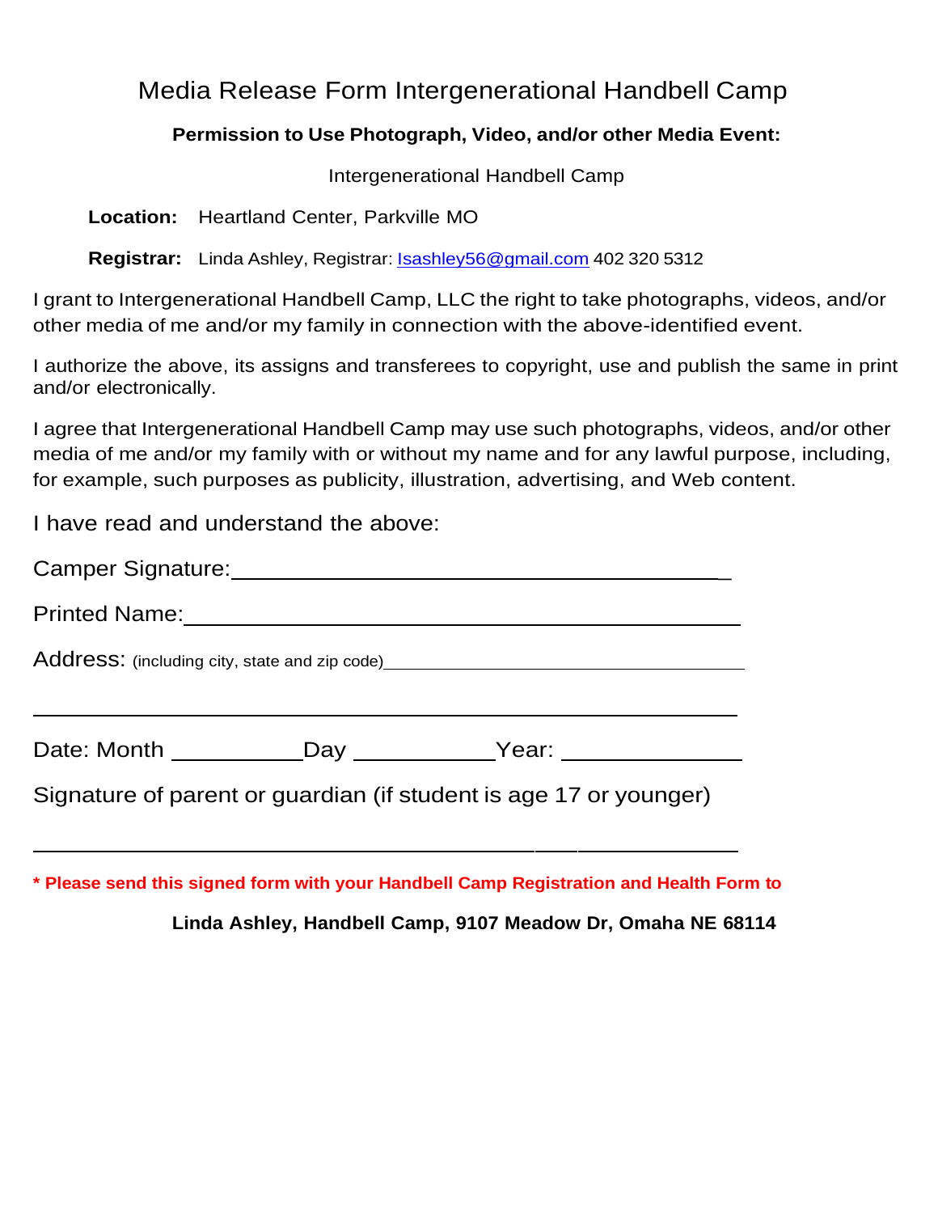# Media Release Form Intergenerational Handbell Camp

**Permission to Use Photograph, Video, and/or other Media Event:**

Intergenerational Handbell Camp

**Location:** Heartland Center, Parkville MO

**Registrar:** Linda Ashley, Registrar: lsashley56@gmail.com 402 320 5312

I grant to Intergenerational Handbell Camp, LLC the right to take photographs, videos, and/or other media of me and/or my family in connection with the above-identified event.

I authorize the above, its assigns and transferees to copyright, use and publish the same in print and/or electronically.

I agree that Intergenerational Handbell Camp may use such photographs, videos, and/or other media of me and/or my family with or without my name and for any lawful purpose, including, for example, such purposes as publicity, illustration, advertising, and Web content.

I have read and understand the above:

Camper Signature:_______________________________________

Printed Name:_______________________________________

Address: (including city, state and zip code)_______________________________________

_______________________________________

Date: Month __________Day __________Year: __________

Signature of parent or guardian (if student is age 17 or younger)

_______________________________________

**\* Please send this signed form with your Handbell Camp Registration and Health Form to**

**Linda Ashley, Handbell Camp, 9107 Meadow Dr, Omaha NE 68114**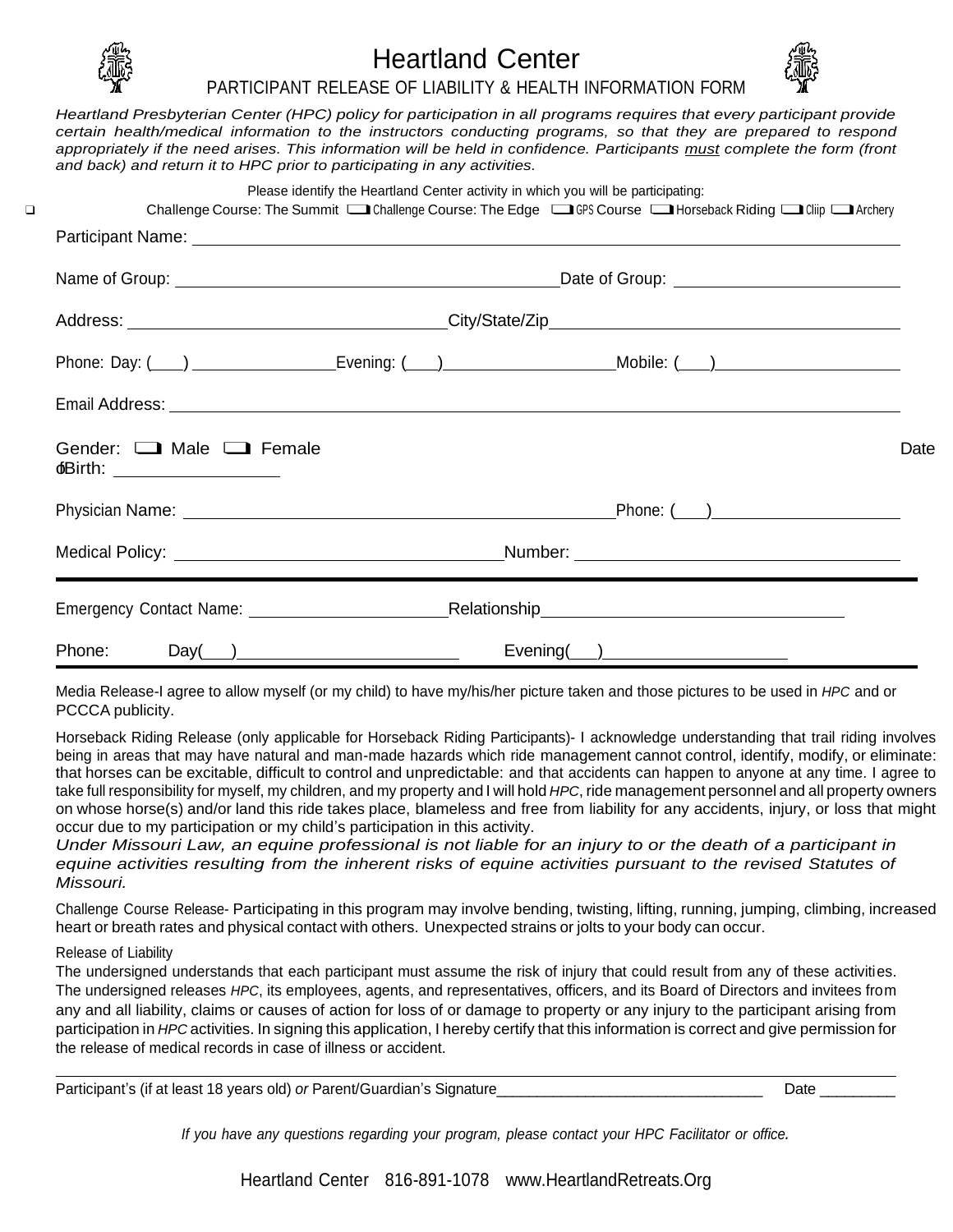# Heartland Center

## PARTICIPANT RELEASE OF LIABILITY & HEALTH INFORMATION FORM

*Heartland Presbyterian Center (HPC) policy for participation in all programs requires that every participant provide certain health/medical information to the instructors conducting programs, so that they are prepared to respond appropriately if the need arises. This information will be held in confidence. Participants must complete the form (front and back) and return it to HPC prior to participating in any activities.*

Please identify the Heartland Center activity in which you will be participating:

❑ Challenge Course: The Summit ❑ Challenge Course: The Edge ❑ GPS Course ❑ Horseback Riding ❑ Cliip ❑ Archery

Participant Name: ______________________________________________

Name of Group: ______________________ Date of Group: ______________

Address: ______________________ City/State/Zip ______________________

Phone: Day: (___) ____________ Evening: (___) ____________ Mobile: (___) ____________

Email Address: ______________________________________________

Gender: ❑ Male ❑ Female Date of Birth: ______________

Physician Name: ______________________ Phone: (___) ______________

Medical Policy: ______________________ Number: ______________________

Emergency Contact Name: ______________________ Relationship ______________________

Phone: Day(___) ______________________ Evening(___) ______________________

Media Release-I agree to allow myself (or my child) to have my/his/her picture taken and those pictures to be used in *HPC* and or PCCCA publicity.

Horseback Riding Release (only applicable for Horseback Riding Participants)- I acknowledge understanding that trail riding involves being in areas that may have natural and man-made hazards which ride management cannot control, identify, modify, or eliminate: that horses can be excitable, difficult to control and unpredictable: and that accidents can happen to anyone at any time. I agree to take full responsibility for myself, my children, and my property and I will hold *HPC*, ride management personnel and all property owners on whose horse(s) and/or land this ride takes place, blameless and free from liability for any accidents, injury, or loss that might occur due to my participation or my child's participation in this activity.

*Under Missouri Law, an equine professional is not liable for an injury to or the death of a participant in equine activities resulting from the inherent risks of equine activities pursuant to the revised Statutes of Missouri.*

Challenge Course Release- Participating in this program may involve bending, twisting, lifting, running, jumping, climbing, increased heart or breath rates and physical contact with others. Unexpected strains or jolts to your body can occur.

Release of Liability

The undersigned understands that each participant must assume the risk of injury that could result from any of these activities. The undersigned releases *HPC*, its employees, agents, and representatives, officers, and its Board of Directors and invitees from any and all liability, claims or causes of action for loss of or damage to property or any injury to the participant arising from participation in *HPC* activities. In signing this application, I hereby certify that this information is correct and give permission for the release of medical records in case of illness or accident.

Participant's (if at least 18 years old) *or* Parent/Guardian's Signature________________________________ Date _________

*If you have any questions regarding your program, please contact your HPC Facilitator or office.*

Heartland Center 816-891-1078 www.HeartlandRetreats.Org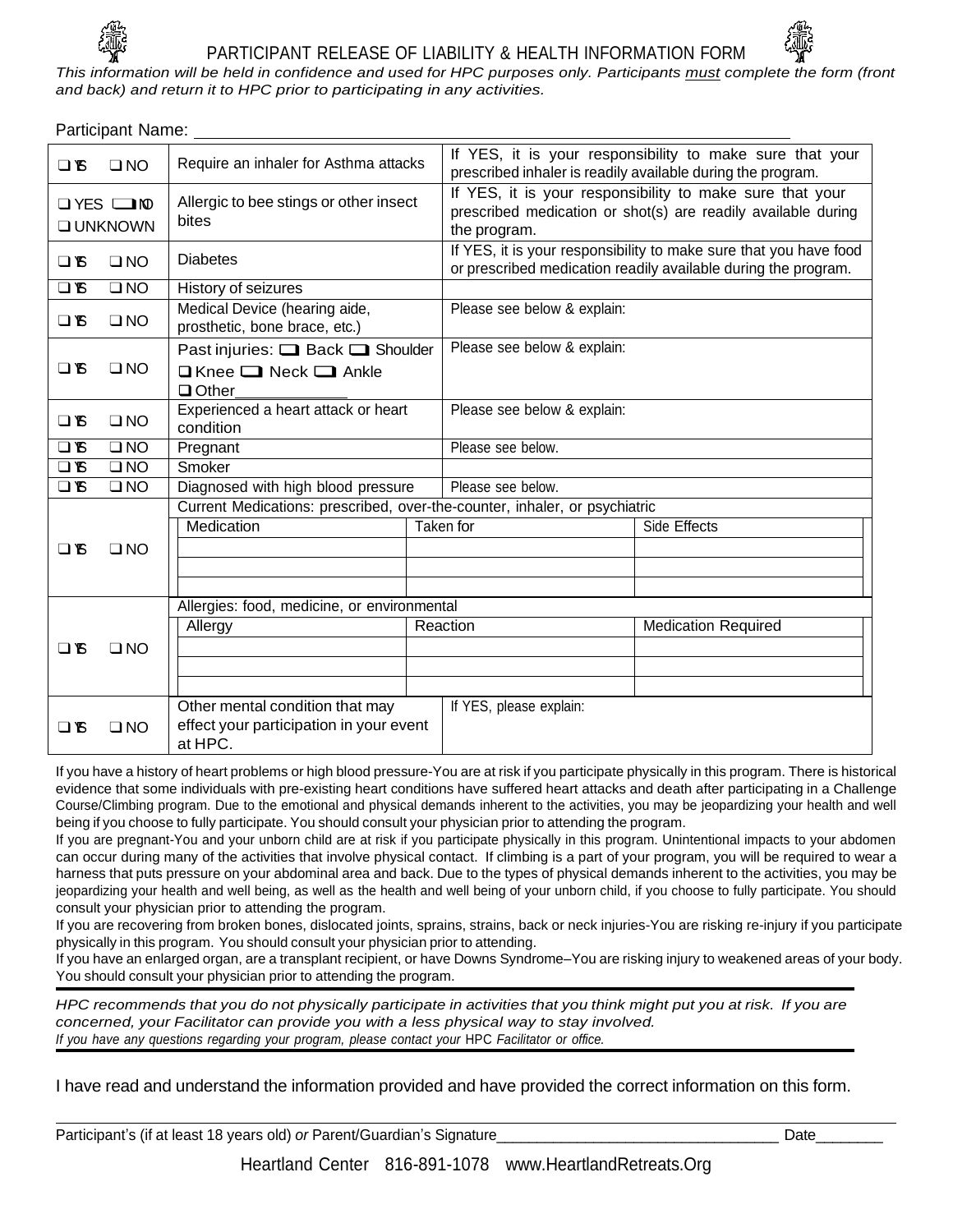# PARTICIPANT RELEASE OF LIABILITY & HEALTH INFORMATION FORM

*This information will be held in confidence and used for HPC purposes only. Participants must complete the form (front and back) and return it to HPC prior to participating in any activities.*

Participant Name: \_\_\_\_\_\_\_\_\_\_\_\_\_\_\_\_\_\_\_\_\_\_\_\_\_\_\_\_\_\_\_\_\_\_\_\_\_\_\_\_\_\_\_\_\_\_\_\_

| | | |
|---|---|---|
| ❑ YES ❑ NO | Require an inhaler for Asthma attacks | If YES, it is your responsibility to make sure that your prescribed inhaler is readily available during the program. |
| ❑ YES ❑ NO ❑ UNKNOWN | Allergic to bee stings or other insect bites | If YES, it is your responsibility to make sure that your prescribed medication or shot(s) are readily available during the program. |
| ❑ YES ❑ NO | Diabetes | If YES, it is your responsibility to make sure that you have food or prescribed medication readily available during the program. |
| ❑ YES ❑ NO | History of seizures | |
| ❑ YES ❑ NO | Medical Device (hearing aide, prosthetic, bone brace, etc.) | Please see below & explain: |
| ❑ YES ❑ NO | Past injuries: ❑ Back ❑ Shoulder ❑ Knee ❑ Neck ❑ Ankle ❑ Other\_\_\_\_\_\_\_\_\_\_ | Please see below & explain: |
| ❑ YES ❑ NO | Experienced a heart attack or heart condition | Please see below & explain: |
| ❑ YES ❑ NO | Pregnant | Please see below. |
| ❑ YES ❑ NO | Smoker | |
| ❑ YES ❑ NO | Diagnosed with high blood pressure | Please see below. |

❑ YES ❑ NO — Current Medications: prescribed, over-the-counter, inhaler, or psychiatric

| Medication | Taken for | Side Effects |
|---|---|---|
| | | |
| | | |
| | | |

❑ YES ❑ NO — Allergies: food, medicine, or environmental

| Allergy | Reaction | Medication Required |
|---|---|---|
| | | |
| | | |
| | | |

| | | |
|---|---|---|
| ❑ YES ❑ NO | Other mental condition that may effect your participation in your event at HPC. | If YES, please explain: |

If you have a history of heart problems or high blood pressure-You are at risk if you participate physically in this program. There is historical evidence that some individuals with pre-existing heart conditions have suffered heart attacks and death after participating in a Challenge Course/Climbing program. Due to the emotional and physical demands inherent to the activities, you may be jeopardizing your health and well being if you choose to fully participate. You should consult your physician prior to attending the program.

If you are pregnant-You and your unborn child are at risk if you participate physically in this program. Unintentional impacts to your abdomen can occur during many of the activities that involve physical contact. If climbing is a part of your program, you will be required to wear a harness that puts pressure on your abdominal area and back. Due to the types of physical demands inherent to the activities, you may be jeopardizing your health and well being, as well as the health and well being of your unborn child, if you choose to fully participate. You should consult your physician prior to attending the program.

If you are recovering from broken bones, dislocated joints, sprains, strains, back or neck injuries-You are risking re-injury if you participate physically in this program. You should consult your physician prior to attending.

If you have an enlarged organ, are a transplant recipient, or have Downs Syndrome–You are risking injury to weakened areas of your body. You should consult your physician prior to attending the program.

*HPC recommends that you do not physically participate in activities that you think might put you at risk. If you are concerned, your Facilitator can provide you with a less physical way to stay involved.*
*If you have any questions regarding your program, please contact your HPC Facilitator or office.*

I have read and understand the information provided and have provided the correct information on this form.

Participant's (if at least 18 years old) *or* Parent/Guardian's Signature\_\_\_\_\_\_\_\_\_\_\_\_\_\_\_\_\_\_\_\_\_\_\_\_\_\_\_\_\_\_\_\_ Date\_\_\_\_\_\_\_\_

Heartland Center 816-891-1078 www.HeartlandRetreats.Org